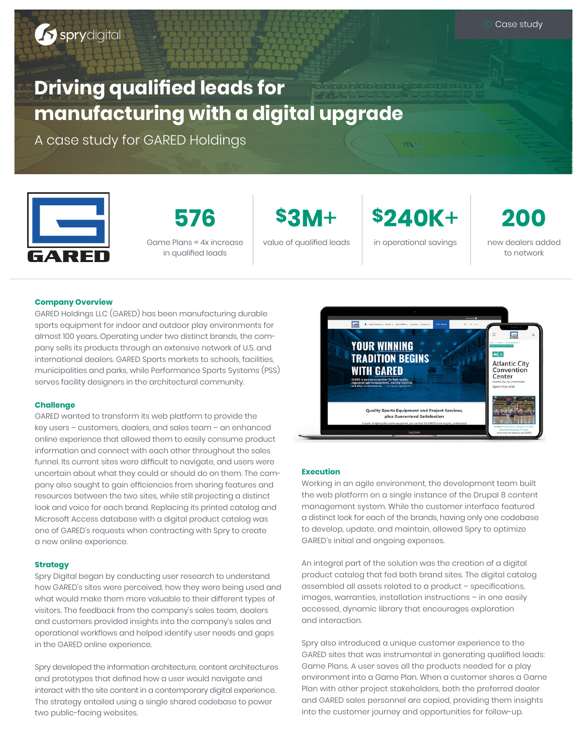Case study

# Driving qualified leads for manufacturing with a digital upgrade

A case study for GARED Holdings

**576**
Game Plans = 4x increase in qualified leads

**$3M+**
value of qualified leads

**$240K+**
in operational savings

**200**
new dealers added to network

## Company Overview

GARED Holdings LLC (GARED) has been manufacturing durable sports equipment for indoor and outdoor play environments for almost 100 years. Operating under two distinct brands, the company sells its products through an extensive network of U.S. and international dealers. GARED Sports markets to schools, facilities, municipalities and parks, while Performance Sports Systems (PSS) serves facility designers in the architectural community.

## Challenge

GARED wanted to transform its web platform to provide the key users – customers, dealers, and sales team – an enhanced online experience that allowed them to easily consume product information and connect with each other throughout the sales funnel. Its current sites were difficult to navigate, and users were uncertain about what they could or should do on them. The company also sought to gain efficiencies from sharing features and resources between the two sites, while still projecting a distinct look and voice for each brand. Replacing its printed catalog and Microsoft Access database with a digital product catalog was one of GARED's requests when contracting with Spry to create a new online experience.

## Strategy

Spry Digital began by conducting user research to understand how GARED's sites were perceived, how they were being used and what would make them more valuable to their different types of visitors. The feedback from the company's sales team, dealers and customers provided insights into the company's sales and operational workflows and helped identify user needs and gaps in the GARED online experience.

Spry developed the information architecture, content architectures and prototypes that defined how a user would navigate and interact with the site content in a contemporary digital experience. The strategy entailed using a single shared codebase to power two public-facing websites.

## Execution

Working in an agile environment, the development team built the web platform on a single instance of the Drupal 8 content management system. While the customer interface featured a distinct look for each of the brands, having only one codebase to develop, update, and maintain, allowed Spry to optimize GARED's initial and ongoing expenses.

An integral part of the solution was the creation of a digital product catalog that fed both brand sites. The digital catalog assembled all assets related to a product – specifications, images, warranties, installation instructions – in one easily accessed, dynamic library that encourages exploration and interaction.

Spry also introduced a unique customer experience to the GARED sites that was instrumental in generating qualified leads: Game Plans. A user saves all the products needed for a play environment into a Game Plan. When a customer shares a Game Plan with other project stakeholders, both the preferred dealer and GARED sales personnel are copied, providing them insights into the customer journey and opportunities for follow-up.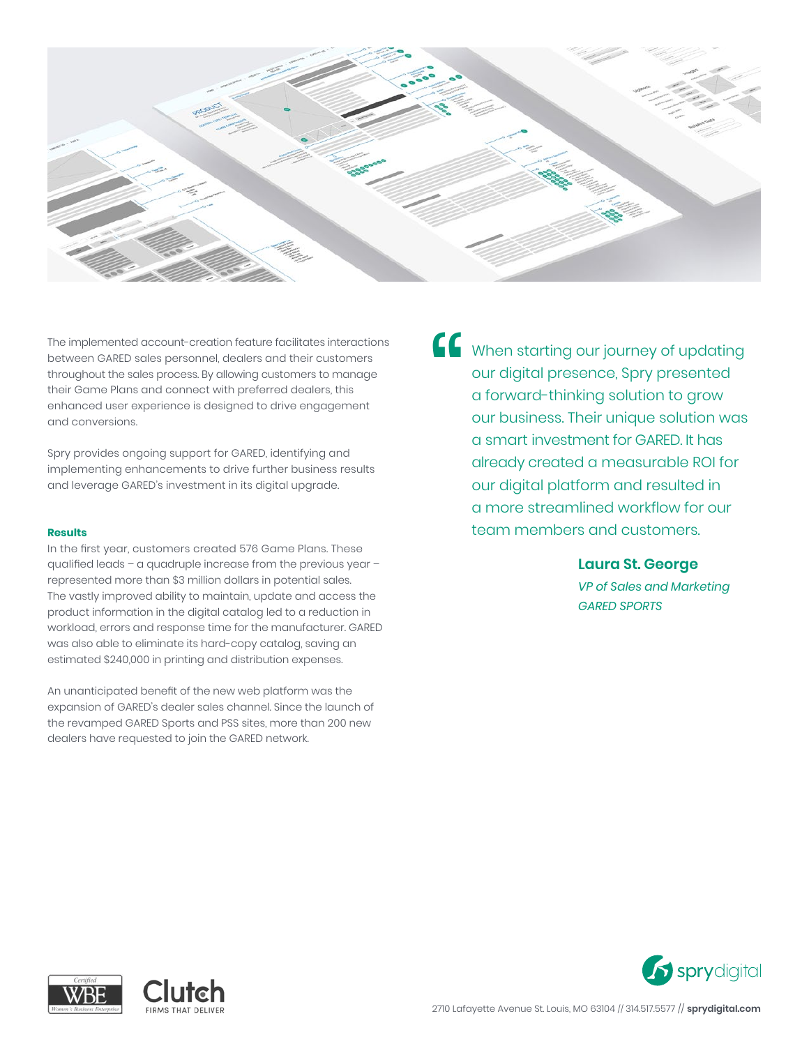The implemented account-creation feature facilitates interactions between GARED sales personnel, dealers and their customers throughout the sales process. By allowing customers to manage their Game Plans and connect with preferred dealers, this enhanced user experience is designed to drive engagement and conversions.

Spry provides ongoing support for GARED, identifying and implementing enhancements to drive further business results and leverage GARED's investment in its digital upgrade.

**Results**

In the first year, customers created 576 Game Plans. These qualified leads – a quadruple increase from the previous year – represented more than $3 million dollars in potential sales. The vastly improved ability to maintain, update and access the product information in the digital catalog led to a reduction in workload, errors and response time for the manufacturer. GARED was also able to eliminate its hard-copy catalog, saving an estimated $240,000 in printing and distribution expenses.

An unanticipated benefit of the new web platform was the expansion of GARED's dealer sales channel. Since the launch of the revamped GARED Sports and PSS sites, more than 200 new dealers have requested to join the GARED network.

> "When starting our journey of updating our digital presence, Spry presented a forward-thinking solution to grow our business. Their unique solution was a smart investment for GARED. It has already created a measurable ROI for our digital platform and resulted in a more streamlined workflow for our team members and customers.
>
> **Laura St. George**
> *VP of Sales and Marketing*
> *GARED SPORTS*

Certified WBE Women's Business Enterprise

Clutch FIRMS THAT DELIVER

sprydigital

2710 Lafayette Avenue St. Louis, MO 63104 // 314.517.5577 // **sprydigital.com**